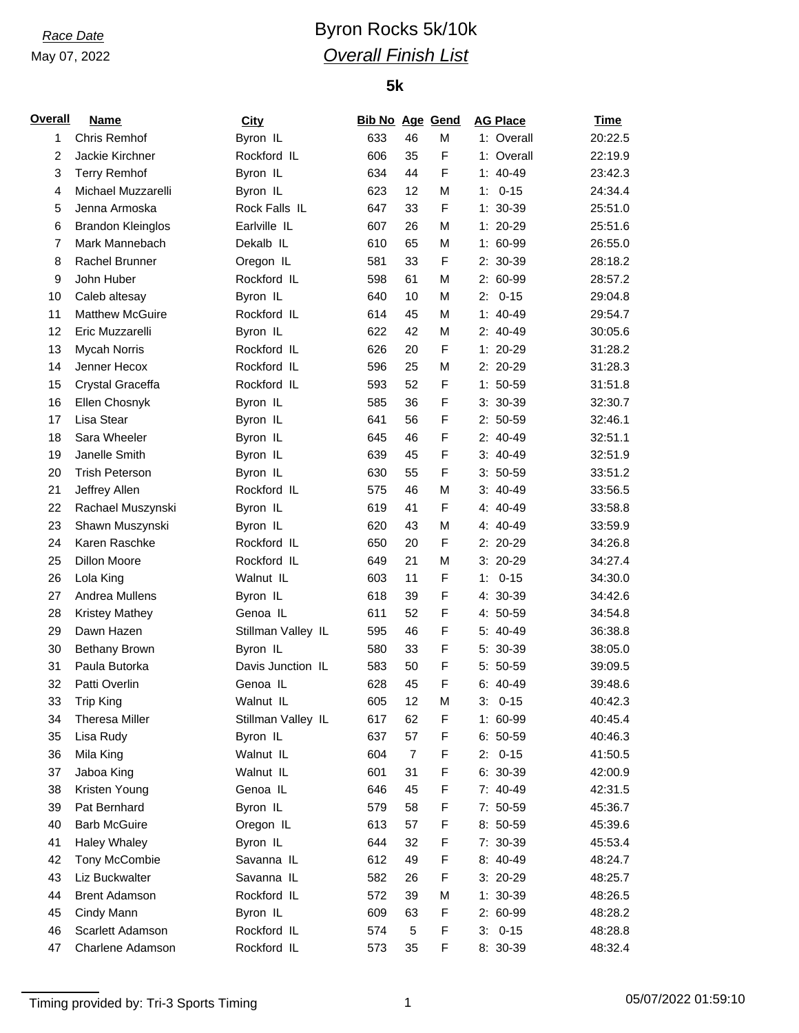*Race Date*
May 07, 2022

# Byron Rocks 5k/10k

## *Overall Finish List*

### 5k

| Overall | Name | City | Bib No | Age | Gend | AG Place | Time |
|---|---|---|---|---|---|---|---|
| 1 | Chris Remhof | Byron IL | 633 | 46 | M | 1: Overall | 20:22.5 |
| 2 | Jackie Kirchner | Rockford IL | 606 | 35 | F | 1: Overall | 22:19.9 |
| 3 | Terry Remhof | Byron IL | 634 | 44 | F | 1: 40-49 | 23:42.3 |
| 4 | Michael Muzzarelli | Byron IL | 623 | 12 | M | 1: 0-15 | 24:34.4 |
| 5 | Jenna Armoska | Rock Falls IL | 647 | 33 | F | 1: 30-39 | 25:51.0 |
| 6 | Brandon Kleinglos | Earlville IL | 607 | 26 | M | 1: 20-29 | 25:51.6 |
| 7 | Mark Mannebach | Dekalb IL | 610 | 65 | M | 1: 60-99 | 26:55.0 |
| 8 | Rachel Brunner | Oregon IL | 581 | 33 | F | 2: 30-39 | 28:18.2 |
| 9 | John Huber | Rockford IL | 598 | 61 | M | 2: 60-99 | 28:57.2 |
| 10 | Caleb altesay | Byron IL | 640 | 10 | M | 2: 0-15 | 29:04.8 |
| 11 | Matthew McGuire | Rockford IL | 614 | 45 | M | 1: 40-49 | 29:54.7 |
| 12 | Eric Muzzarelli | Byron IL | 622 | 42 | M | 2: 40-49 | 30:05.6 |
| 13 | Mycah Norris | Rockford IL | 626 | 20 | F | 1: 20-29 | 31:28.2 |
| 14 | Jenner Hecox | Rockford IL | 596 | 25 | M | 2: 20-29 | 31:28.3 |
| 15 | Crystal Graceffa | Rockford IL | 593 | 52 | F | 1: 50-59 | 31:51.8 |
| 16 | Ellen Chosnyk | Byron IL | 585 | 36 | F | 3: 30-39 | 32:30.7 |
| 17 | Lisa Stear | Byron IL | 641 | 56 | F | 2: 50-59 | 32:46.1 |
| 18 | Sara Wheeler | Byron IL | 645 | 46 | F | 2: 40-49 | 32:51.1 |
| 19 | Janelle Smith | Byron IL | 639 | 45 | F | 3: 40-49 | 32:51.9 |
| 20 | Trish Peterson | Byron IL | 630 | 55 | F | 3: 50-59 | 33:51.2 |
| 21 | Jeffrey Allen | Rockford IL | 575 | 46 | M | 3: 40-49 | 33:56.5 |
| 22 | Rachael Muszynski | Byron IL | 619 | 41 | F | 4: 40-49 | 33:58.8 |
| 23 | Shawn Muszynski | Byron IL | 620 | 43 | M | 4: 40-49 | 33:59.9 |
| 24 | Karen Raschke | Rockford IL | 650 | 20 | F | 2: 20-29 | 34:26.8 |
| 25 | Dillon Moore | Rockford IL | 649 | 21 | M | 3: 20-29 | 34:27.4 |
| 26 | Lola King | Walnut IL | 603 | 11 | F | 1: 0-15 | 34:30.0 |
| 27 | Andrea Mullens | Byron IL | 618 | 39 | F | 4: 30-39 | 34:42.6 |
| 28 | Kristey Mathey | Genoa IL | 611 | 52 | F | 4: 50-59 | 34:54.8 |
| 29 | Dawn Hazen | Stillman Valley IL | 595 | 46 | F | 5: 40-49 | 36:38.8 |
| 30 | Bethany Brown | Byron IL | 580 | 33 | F | 5: 30-39 | 38:05.0 |
| 31 | Paula Butorka | Davis Junction IL | 583 | 50 | F | 5: 50-59 | 39:09.5 |
| 32 | Patti Overlin | Genoa IL | 628 | 45 | F | 6: 40-49 | 39:48.6 |
| 33 | Trip King | Walnut IL | 605 | 12 | M | 3: 0-15 | 40:42.3 |
| 34 | Theresa Miller | Stillman Valley IL | 617 | 62 | F | 1: 60-99 | 40:45.4 |
| 35 | Lisa Rudy | Byron IL | 637 | 57 | F | 6: 50-59 | 40:46.3 |
| 36 | Mila King | Walnut IL | 604 | 7 | F | 2: 0-15 | 41:50.5 |
| 37 | Jaboa King | Walnut IL | 601 | 31 | F | 6: 30-39 | 42:00.9 |
| 38 | Kristen Young | Genoa IL | 646 | 45 | F | 7: 40-49 | 42:31.5 |
| 39 | Pat Bernhard | Byron IL | 579 | 58 | F | 7: 50-59 | 45:36.7 |
| 40 | Barb McGuire | Oregon IL | 613 | 57 | F | 8: 50-59 | 45:39.6 |
| 41 | Haley Whaley | Byron IL | 644 | 32 | F | 7: 30-39 | 45:53.4 |
| 42 | Tony McCombie | Savanna IL | 612 | 49 | F | 8: 40-49 | 48:24.7 |
| 43 | Liz Buckwalter | Savanna IL | 582 | 26 | F | 3: 20-29 | 48:25.7 |
| 44 | Brent Adamson | Rockford IL | 572 | 39 | M | 1: 30-39 | 48:26.5 |
| 45 | Cindy Mann | Byron IL | 609 | 63 | F | 2: 60-99 | 48:28.2 |
| 46 | Scarlett Adamson | Rockford IL | 574 | 5 | F | 3: 0-15 | 48:28.8 |
| 47 | Charlene Adamson | Rockford IL | 573 | 35 | F | 8: 30-39 | 48:32.4 |

Timing provided by: Tri-3 Sports Timing

05/07/2022 01:59:10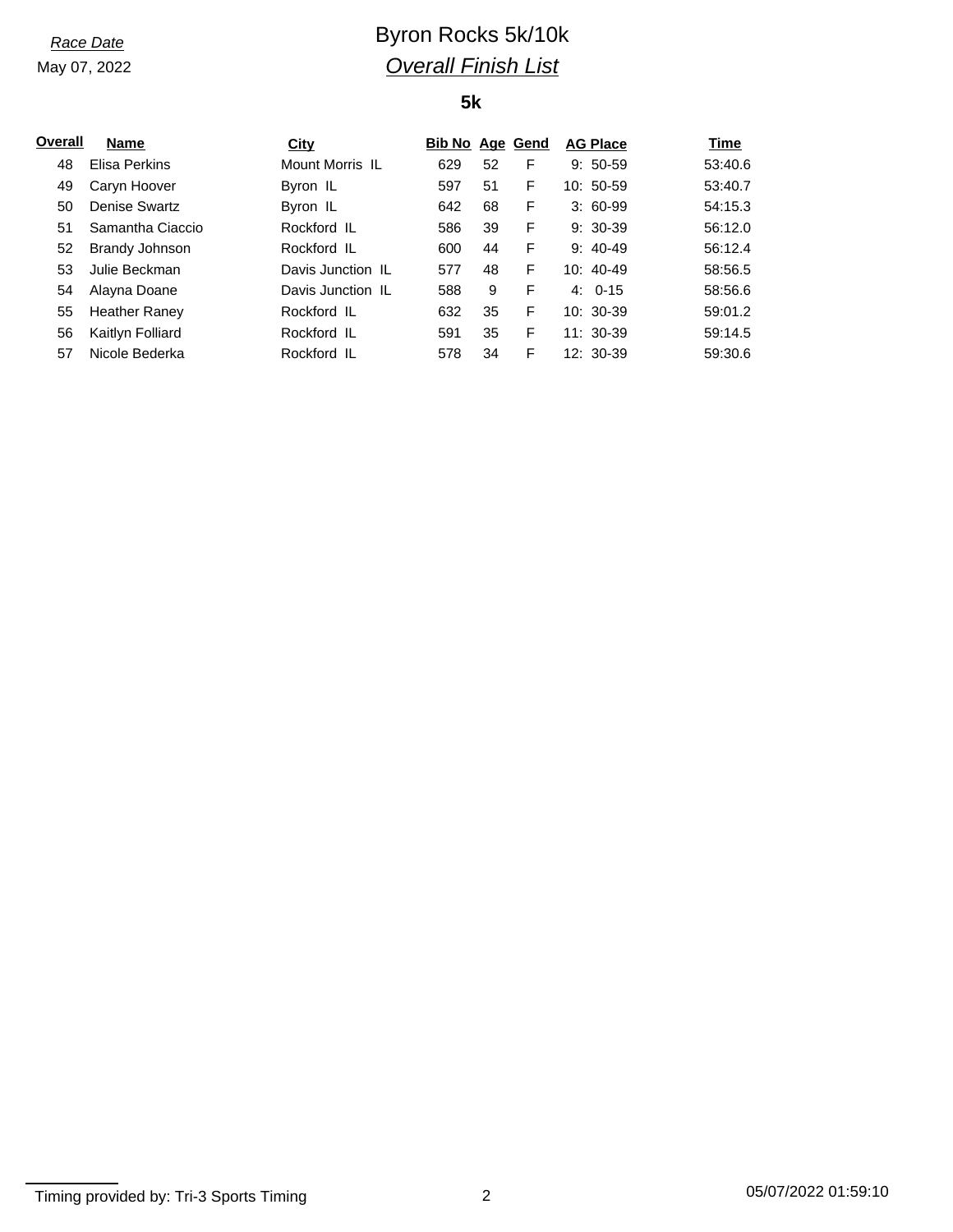Race Date

May 07, 2022

# Byron Rocks 5k/10k

## *Overall Finish List*

### 5k

| Overall | Name | City | Bib No | Age | Gend | AG Place | Time |
|---|---|---|---|---|---|---|---|
| 48 | Elisa Perkins | Mount Morris IL | 629 | 52 | F | 9: 50-59 | 53:40.6 |
| 49 | Caryn Hoover | Byron IL | 597 | 51 | F | 10: 50-59 | 53:40.7 |
| 50 | Denise Swartz | Byron IL | 642 | 68 | F | 3: 60-99 | 54:15.3 |
| 51 | Samantha Ciaccio | Rockford IL | 586 | 39 | F | 9: 30-39 | 56:12.0 |
| 52 | Brandy Johnson | Rockford IL | 600 | 44 | F | 9: 40-49 | 56:12.4 |
| 53 | Julie Beckman | Davis Junction IL | 577 | 48 | F | 10: 40-49 | 58:56.5 |
| 54 | Alayna Doane | Davis Junction IL | 588 | 9 | F | 4: 0-15 | 58:56.6 |
| 55 | Heather Raney | Rockford IL | 632 | 35 | F | 10: 30-39 | 59:01.2 |
| 56 | Kaitlyn Folliard | Rockford IL | 591 | 35 | F | 11: 30-39 | 59:14.5 |
| 57 | Nicole Bederka | Rockford IL | 578 | 34 | F | 12: 30-39 | 59:30.6 |

Timing provided by: Tri-3 Sports Timing

05/07/2022 01:59:10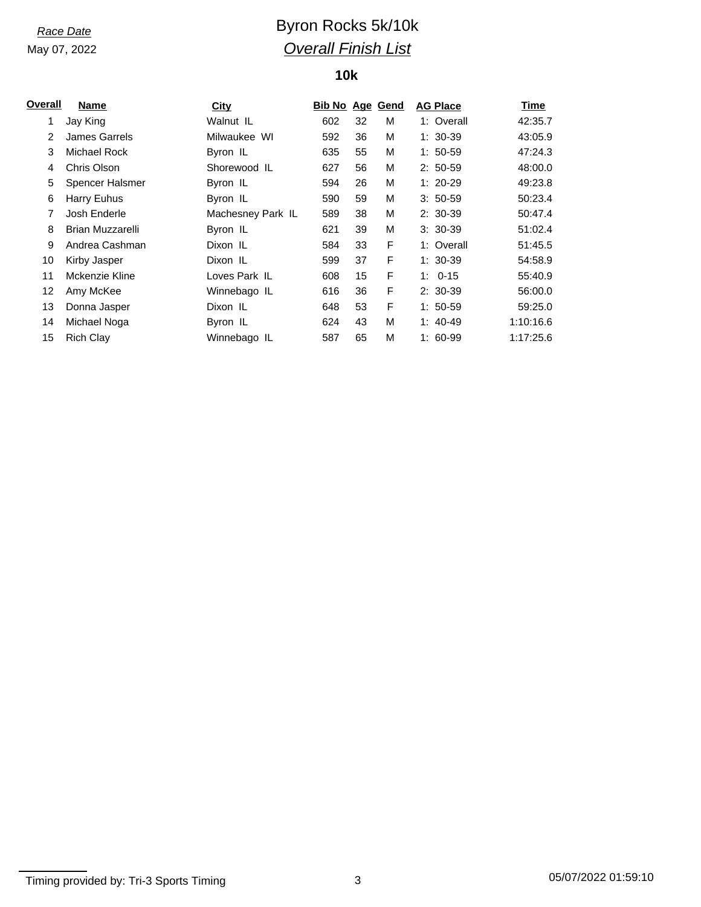*Race Date*

May 07, 2022

# Byron Rocks 5k/10k

## *Overall Finish List*

### 10k

| Overall | Name | City | Bib No | Age | Gend | AG Place | Time |
|---|---|---|---|---|---|---|---|
| 1 | Jay King | Walnut IL | 602 | 32 | M | 1: Overall | 42:35.7 |
| 2 | James Garrels | Milwaukee WI | 592 | 36 | M | 1: 30-39 | 43:05.9 |
| 3 | Michael Rock | Byron IL | 635 | 55 | M | 1: 50-59 | 47:24.3 |
| 4 | Chris Olson | Shorewood IL | 627 | 56 | M | 2: 50-59 | 48:00.0 |
| 5 | Spencer Halsmer | Byron IL | 594 | 26 | M | 1: 20-29 | 49:23.8 |
| 6 | Harry Euhus | Byron IL | 590 | 59 | M | 3: 50-59 | 50:23.4 |
| 7 | Josh Enderle | Machesney Park IL | 589 | 38 | M | 2: 30-39 | 50:47.4 |
| 8 | Brian Muzzarelli | Byron IL | 621 | 39 | M | 3: 30-39 | 51:02.4 |
| 9 | Andrea Cashman | Dixon IL | 584 | 33 | F | 1: Overall | 51:45.5 |
| 10 | Kirby Jasper | Dixon IL | 599 | 37 | F | 1: 30-39 | 54:58.9 |
| 11 | Mckenzie Kline | Loves Park IL | 608 | 15 | F | 1: 0-15 | 55:40.9 |
| 12 | Amy McKee | Winnebago IL | 616 | 36 | F | 2: 30-39 | 56:00.0 |
| 13 | Donna Jasper | Dixon IL | 648 | 53 | F | 1: 50-59 | 59:25.0 |
| 14 | Michael Noga | Byron IL | 624 | 43 | M | 1: 40-49 | 1:10:16.6 |
| 15 | Rich Clay | Winnebago IL | 587 | 65 | M | 1: 60-99 | 1:17:25.6 |

Timing provided by: Tri-3 Sports Timing

05/07/2022 01:59:10